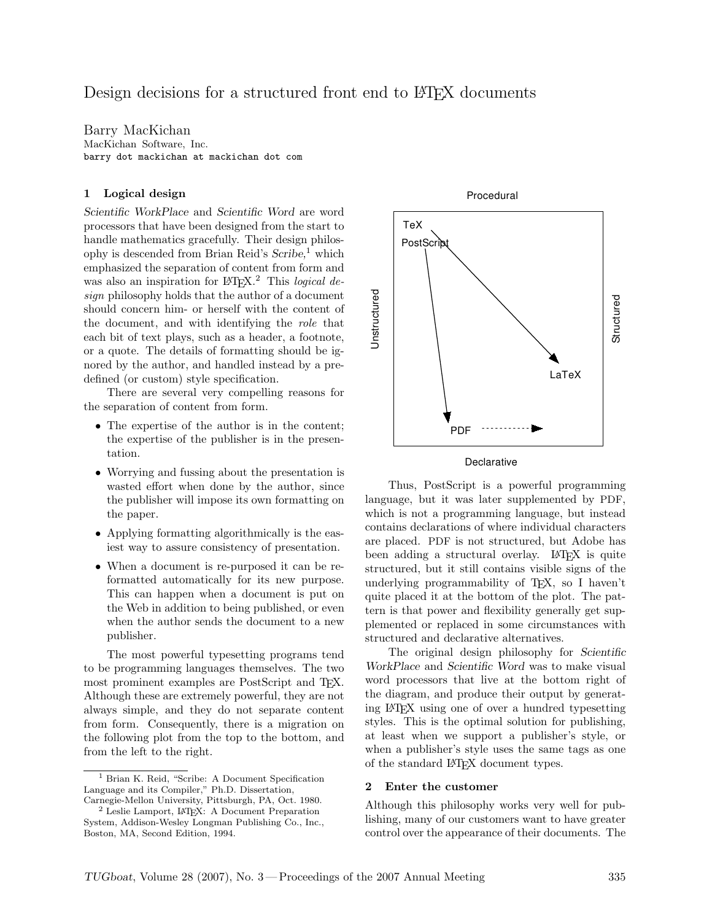# Design decisions for a structured front end to LaTeX documents

Barry MacKichan
MacKichan Software, Inc.
barry dot mackichan at mackichan dot com

## 1 Logical design

*Scientific WorkPlace* and *Scientific Word* are word processors that have been designed from the start to handle mathematics gracefully. Their design philosophy is descended from Brian Reid's *Scribe*,[1] which emphasized the separation of content from form and was also an inspiration for LaTeX.[2] This *logical design* philosophy holds that the author of a document should concern him- or herself with the content of the document, and with identifying the *role* that each bit of text plays, such as a header, a footnote, or a quote. The details of formatting should be ignored by the author, and handled instead by a predefined (or custom) style specification.

There are several very compelling reasons for the separation of content from form.

- The expertise of the author is in the content; the expertise of the publisher is in the presentation.
- Worrying and fussing about the presentation is wasted effort when done by the author, since the publisher will impose its own formatting on the paper.
- Applying formatting algorithmically is the easiest way to assure consistency of presentation.
- When a document is re-purposed it can be reformatted automatically for its new purpose. This can happen when a document is put on the Web in addition to being published, or even when the author sends the document to a new publisher.

The most powerful typesetting programs tend to be programming languages themselves. The two most prominent examples are PostScript and TeX. Although these are extremely powerful, they are not always simple, and they do not separate content from form. Consequently, there is a migration on the following plot from the top to the bottom, and from the left to the right.

Thus, PostScript is a powerful programming language, but it was later supplemented by PDF, which is not a programming language, but instead contains declarations of where individual characters are placed. PDF is not structured, but Adobe has been adding a structural overlay. LaTeX is quite structured, but it still contains visible signs of the underlying programmability of TeX, so I haven't quite placed it at the bottom of the plot. The pattern is that power and flexibility generally get supplemented or replaced in some circumstances with structured and declarative alternatives.

The original design philosophy for *Scientific WorkPlace* and *Scientific Word* was to make visual word processors that live at the bottom right of the diagram, and produce their output by generating LaTeX using one of over a hundred typesetting styles. This is the optimal solution for publishing, at least when we support a publisher's style, or when a publisher's style uses the same tags as one of the standard LaTeX document types.

## 2 Enter the customer

Although this philosophy works very well for publishing, many of our customers want to have greater control over the appearance of their documents. The

---

[1] Brian K. Reid, "Scribe: A Document Specification Language and its Compiler," Ph.D. Dissertation, Carnegie-Mellon University, Pittsburgh, PA, Oct. 1980.

[2] Leslie Lamport, LaTeX: A Document Preparation System, Addison-Wesley Longman Publishing Co., Inc., Boston, MA, Second Edition, 1994.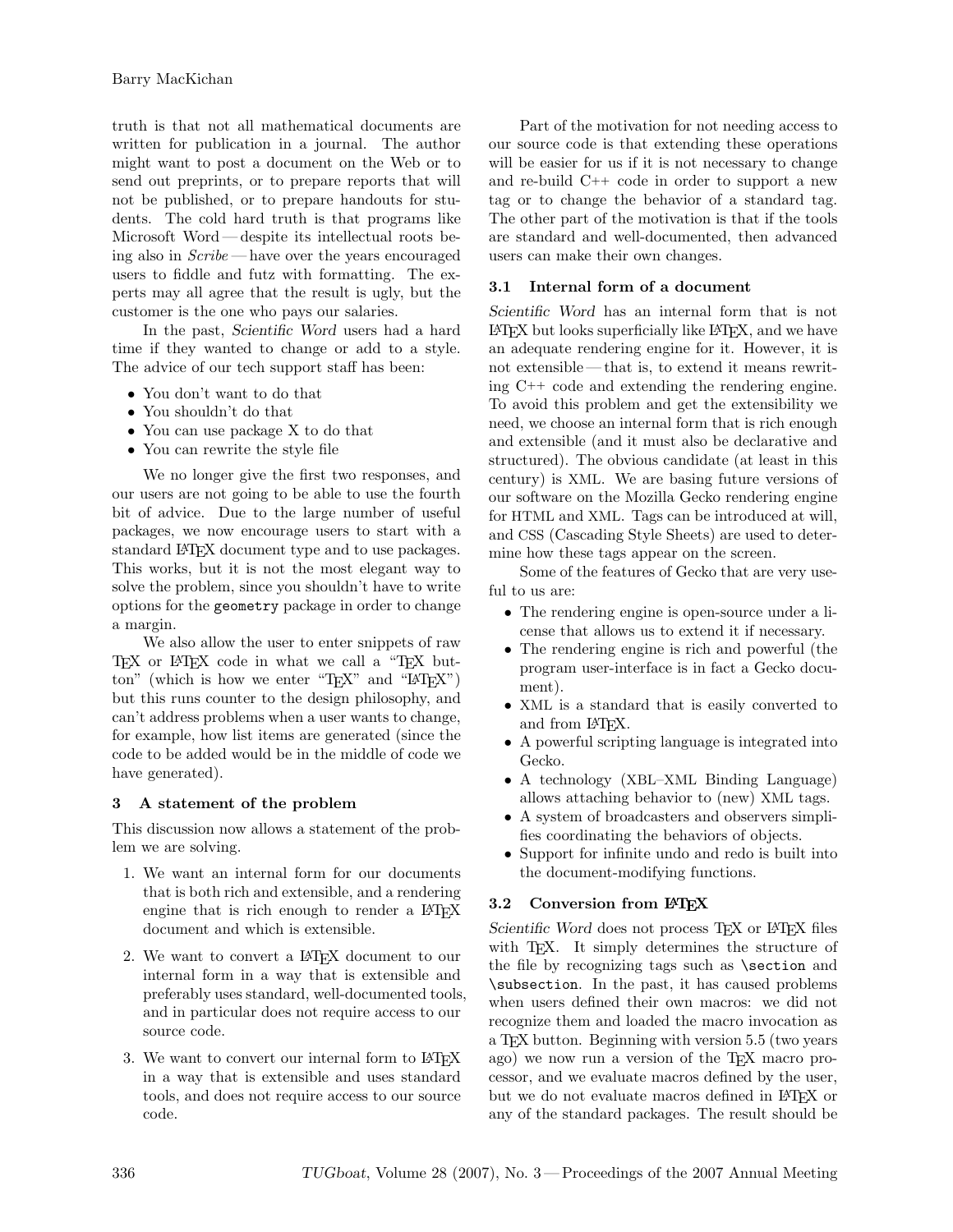truth is that not all mathematical documents are written for publication in a journal. The author might want to post a document on the Web or to send out preprints, or to prepare reports that will not be published, or to prepare handouts for students. The cold hard truth is that programs like Microsoft Word — despite its intellectual roots being also in *Scribe* — have over the years encouraged users to fiddle and futz with formatting. The experts may all agree that the result is ugly, but the customer is the one who pays our salaries.

In the past, *Scientific Word* users had a hard time if they wanted to change or add to a style. The advice of our tech support staff has been:

- You don't want to do that
- You shouldn't do that
- You can use package X to do that
- You can rewrite the style file

We no longer give the first two responses, and our users are not going to be able to use the fourth bit of advice. Due to the large number of useful packages, we now encourage users to start with a standard LaTeX document type and to use packages. This works, but it is not the most elegant way to solve the problem, since you shouldn't have to write options for the `geometry` package in order to change a margin.

We also allow the user to enter snippets of raw TeX or LaTeX code in what we call a "TeX button" (which is how we enter "TeX" and "LaTeX") but this runs counter to the design philosophy, and can't address problems when a user wants to change, for example, how list items are generated (since the code to be added would be in the middle of code we have generated).

### 3 A statement of the problem

This discussion now allows a statement of the problem we are solving.

1. We want an internal form for our documents that is both rich and extensible, and a rendering engine that is rich enough to render a LaTeX document and which is extensible.
2. We want to convert a LaTeX document to our internal form in a way that is extensible and preferably uses standard, well-documented tools, and in particular does not require access to our source code.
3. We want to convert our internal form to LaTeX in a way that is extensible and uses standard tools, and does not require access to our source code.

Part of the motivation for not needing access to our source code is that extending these operations will be easier for us if it is not necessary to change and re-build C++ code in order to support a new tag or to change the behavior of a standard tag. The other part of the motivation is that if the tools are standard and well-documented, then advanced users can make their own changes.

#### 3.1 Internal form of a document

*Scientific Word* has an internal form that is not LaTeX but looks superficially like LaTeX, and we have an adequate rendering engine for it. However, it is not extensible — that is, to extend it means rewriting C++ code and extending the rendering engine. To avoid this problem and get the extensibility we need, we choose an internal form that is rich enough and extensible (and it must also be declarative and structured). The obvious candidate (at least in this century) is XML. We are basing future versions of our software on the Mozilla Gecko rendering engine for HTML and XML. Tags can be introduced at will, and CSS (Cascading Style Sheets) are used to determine how these tags appear on the screen.

Some of the features of Gecko that are very useful to us are:

- The rendering engine is open-source under a license that allows us to extend it if necessary.
- The rendering engine is rich and powerful (the program user-interface is in fact a Gecko document).
- XML is a standard that is easily converted to and from LaTeX.
- A powerful scripting language is integrated into Gecko.
- A technology (XBL–XML Binding Language) allows attaching behavior to (new) XML tags.
- A system of broadcasters and observers simplifies coordinating the behaviors of objects.
- Support for infinite undo and redo is built into the document-modifying functions.

#### 3.2 Conversion from LaTeX

*Scientific Word* does not process TeX or LaTeX files with TeX. It simply determines the structure of the file by recognizing tags such as `\section` and `\subsection`. In the past, it has caused problems when users defined their own macros: we did not recognize them and loaded the macro invocation as a TeX button. Beginning with version 5.5 (two years ago) we now run a version of the TeX macro processor, and we evaluate macros defined by the user, but we do not evaluate macros defined in LaTeX or any of the standard packages. The result should be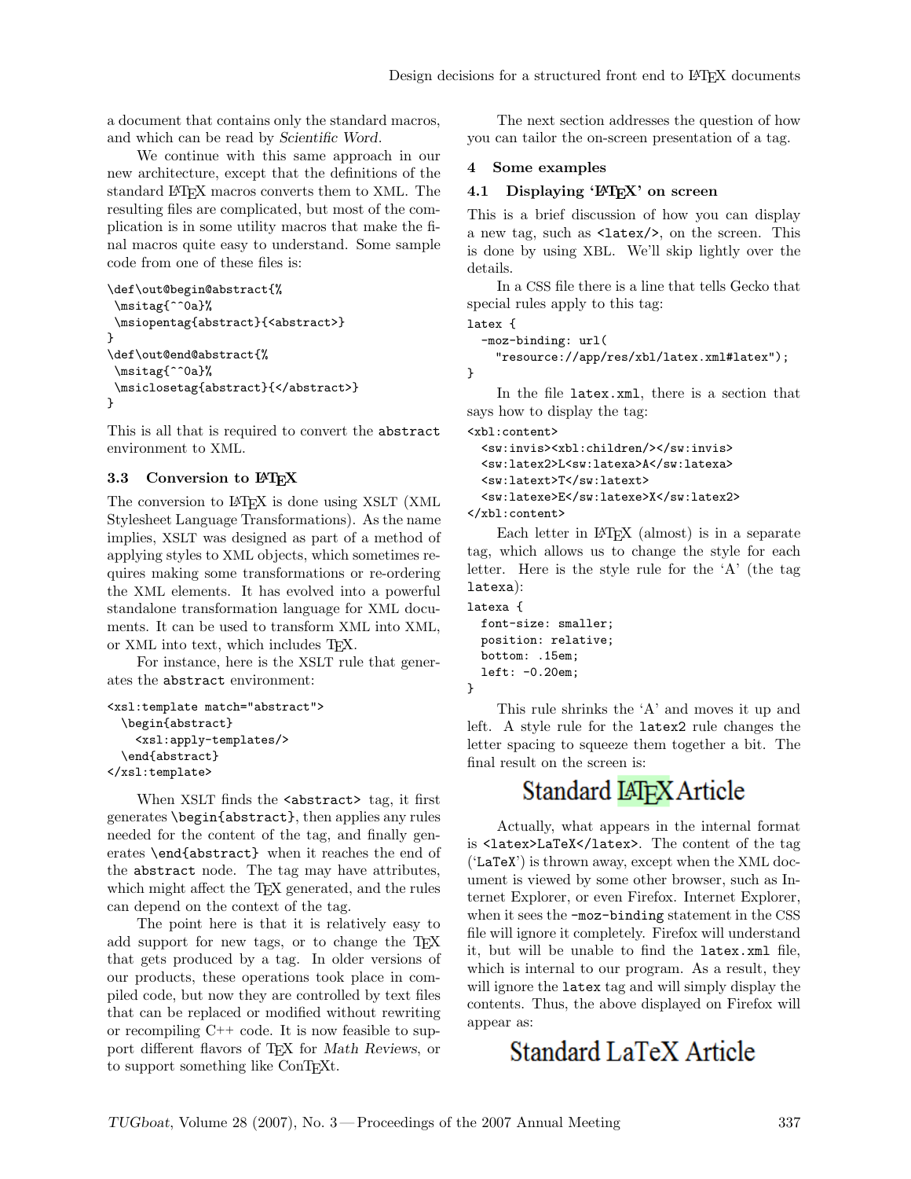a document that contains only the standard macros, and which can be read by *Scientific Word*.

We continue with this same approach in our new architecture, except that the definitions of the standard LaTeX macros converts them to XML. The resulting files are complicated, but most of the complication is in some utility macros that make the final macros quite easy to understand. Some sample code from one of these files is:

```
\def\out@begin@abstract{%
 \msitag{^^0a}%
 \msiopentag{abstract}{<abstract>}
}
\def\out@end@abstract{%
 \msitag{^^0a}%
 \msiclosetag{abstract}{</abstract>}
}
```

This is all that is required to convert the `abstract` environment to XML.

### 3.3 Conversion to LaTeX

The conversion to LaTeX is done using XSLT (XML Stylesheet Language Transformations). As the name implies, XSLT was designed as part of a method of applying styles to XML objects, which sometimes requires making some transformations or re-ordering the XML elements. It has evolved into a powerful standalone transformation language for XML documents. It can be used to transform XML into XML, or XML into text, which includes TeX.

For instance, here is the XSLT rule that generates the `abstract` environment:

```
<xsl:template match="abstract">
  \begin{abstract}
    <xsl:apply-templates/>
  \end{abstract}
</xsl:template>
```

When XSLT finds the `<abstract>` tag, it first generates `\begin{abstract}`, then applies any rules needed for the content of the tag, and finally generates `\end{abstract}` when it reaches the end of the `abstract` node. The tag may have attributes, which might affect the TeX generated, and the rules can depend on the context of the tag.

The point here is that it is relatively easy to add support for new tags, or to change the TeX that gets produced by a tag. In older versions of our products, these operations took place in compiled code, but now they are controlled by text files that can be replaced or modified without rewriting or recompiling C++ code. It is now feasible to support different flavors of TeX for *Math Reviews*, or to support something like ConTeXt.

The next section addresses the question of how you can tailor the on-screen presentation of a tag.

## 4 Some examples

### 4.1 Displaying 'LaTeX' on screen

This is a brief discussion of how you can display a new tag, such as `<latex/>`, on the screen. This is done by using XBL. We'll skip lightly over the details.

In a CSS file there is a line that tells Gecko that special rules apply to this tag:

```
latex {
  -moz-binding: url(
    "resource://app/res/xbl/latex.xml#latex");
}
```

In the file `latex.xml`, there is a section that says how to display the tag:

```
<xbl:content>
  <sw:invis><xbl:children/></sw:invis>
  <sw:latex2>L<sw:latexa>A</sw:latexa>
  <sw:latext>T</sw:latext>
  <sw:latexe>E</sw:latexe>X</sw:latex2>
</xbl:content>
```

Each letter in LaTeX (almost) is in a separate tag, which allows us to change the style for each letter. Here is the style rule for the 'A' (the tag `latexa`):

```
latexa {
  font-size: smaller;
  position: relative;
  bottom: .15em;
  left: -0.20em;
}
```

This rule shrinks the 'A' and moves it up and left. A style rule for the `latex2` rule changes the letter spacing to squeeze them together a bit. The final result on the screen is:

Standard LaTeX Article

Actually, what appears in the internal format is `<latex>LaTeX</latex>`. The content of the tag ('`LaTeX`') is thrown away, except when the XML document is viewed by some other browser, such as Internet Explorer, or even Firefox. Internet Explorer, when it sees the `-moz-binding` statement in the CSS file will ignore it completely. Firefox will understand it, but will be unable to find the `latex.xml` file, which is internal to our program. As a result, they will ignore the `latex` tag and will simply display the contents. Thus, the above displayed on Firefox will appear as:

Standard LaTeX Article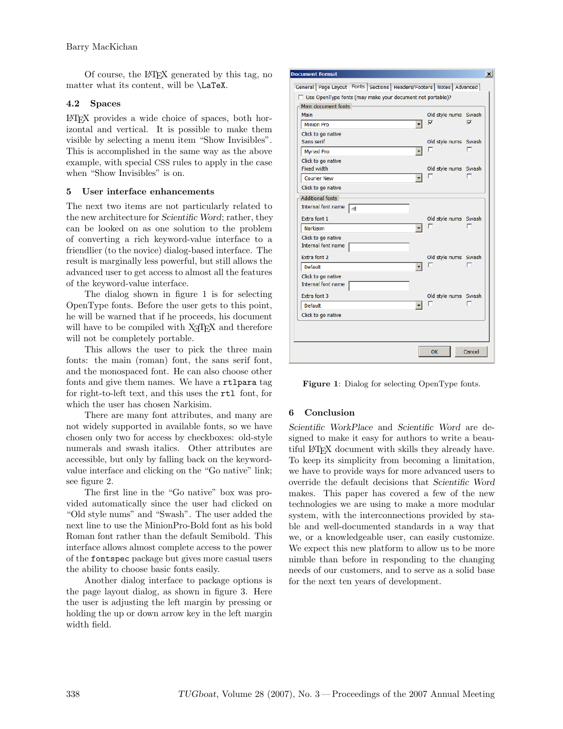Of course, the LaTeX generated by this tag, no matter what its content, will be `\LaTeX`.

### 4.2 Spaces

LaTeX provides a wide choice of spaces, both horizontal and vertical. It is possible to make them visible by selecting a menu item "Show Invisibles". This is accomplished in the same way as the above example, with special CSS rules to apply in the case when "Show Invisibles" is on.

## 5 User interface enhancements

The next two items are not particularly related to the new architecture for *Scientific Word*; rather, they can be looked on as one solution to the problem of converting a rich keyword-value interface to a friendlier (to the novice) dialog-based interface. The result is marginally less powerful, but still allows the advanced user to get access to almost all the features of the keyword-value interface.

The dialog shown in figure 1 is for selecting OpenType fonts. Before the user gets to this point, he will be warned that if he proceeds, his document will have to be compiled with XeTeX and therefore will not be completely portable.

This allows the user to pick the three main fonts: the main (roman) font, the sans serif font, and the monospaced font. He can also choose other fonts and give them names. We have a `rtlpara` tag for right-to-left text, and this uses the `rtl` font, for which the user has chosen Narkisim.

There are many font attributes, and many are not widely supported in available fonts, so we have chosen only two for access by checkboxes: old-style numerals and swash italics. Other attributes are accessible, but only by falling back on the keyword-value interface and clicking on the "Go native" link; see figure 2.

The first line in the "Go native" box was provided automatically since the user had clicked on "Old style nums" and "Swash". The user added the next line to use the MinionPro-Bold font as his bold Roman font rather than the default Semibold. This interface allows almost complete access to the power of the `fontspec` package but gives more casual users the ability to choose basic fonts easily.

Another dialog interface to package options is the page layout dialog, as shown in figure 3. Here the user is adjusting the left margin by pressing or holding the up or down arrow key in the left margin width field.

Document Format

General | Page Layout | Fonts | Sections | Headers/Footers | Notes | Advanced

☐ Use OpenType fonts (may make your document not portable)?

Main document fonts

| | Old style nums | Swash |
|---|---|---|
| Main: Minion Pro | ☑ | ☑ |
| Click to go native | | |
| Sans serif: Myriad Pro | ☐ | ☐ |
| Click to go native | | |
| Fixed width: Courier New | ☐ | ☐ |
| Click to go native | | |

Additional fonts

| | Old style nums | Swash |
|---|---|---|
| Internal font name: rtl | | |
| Extra font 1: Narkisim | ☐ | ☐ |
| Click to go native | | |
| Internal font name: | | |
| Extra font 2: Default | ☐ | ☐ |
| Click to go native | | |
| Internal font name: | | |
| Extra font 3: Default | ☐ | ☐ |
| Click to go native | | |

OK | Cancel

**Figure 1**: Dialog for selecting OpenType fonts.

## 6 Conclusion

*Scientific WorkPlace* and *Scientific Word* are designed to make it easy for authors to write a beautiful LaTeX document with skills they already have. To keep its simplicity from becoming a limitation, we have to provide ways for more advanced users to override the default decisions that *Scientific Word* makes. This paper has covered a few of the new technologies we are using to make a more modular system, with the interconnections provided by stable and well-documented standards in a way that we, or a knowledgeable user, can easily customize. We expect this new platform to allow us to be more nimble than before in responding to the changing needs of our customers, and to serve as a solid base for the next ten years of development.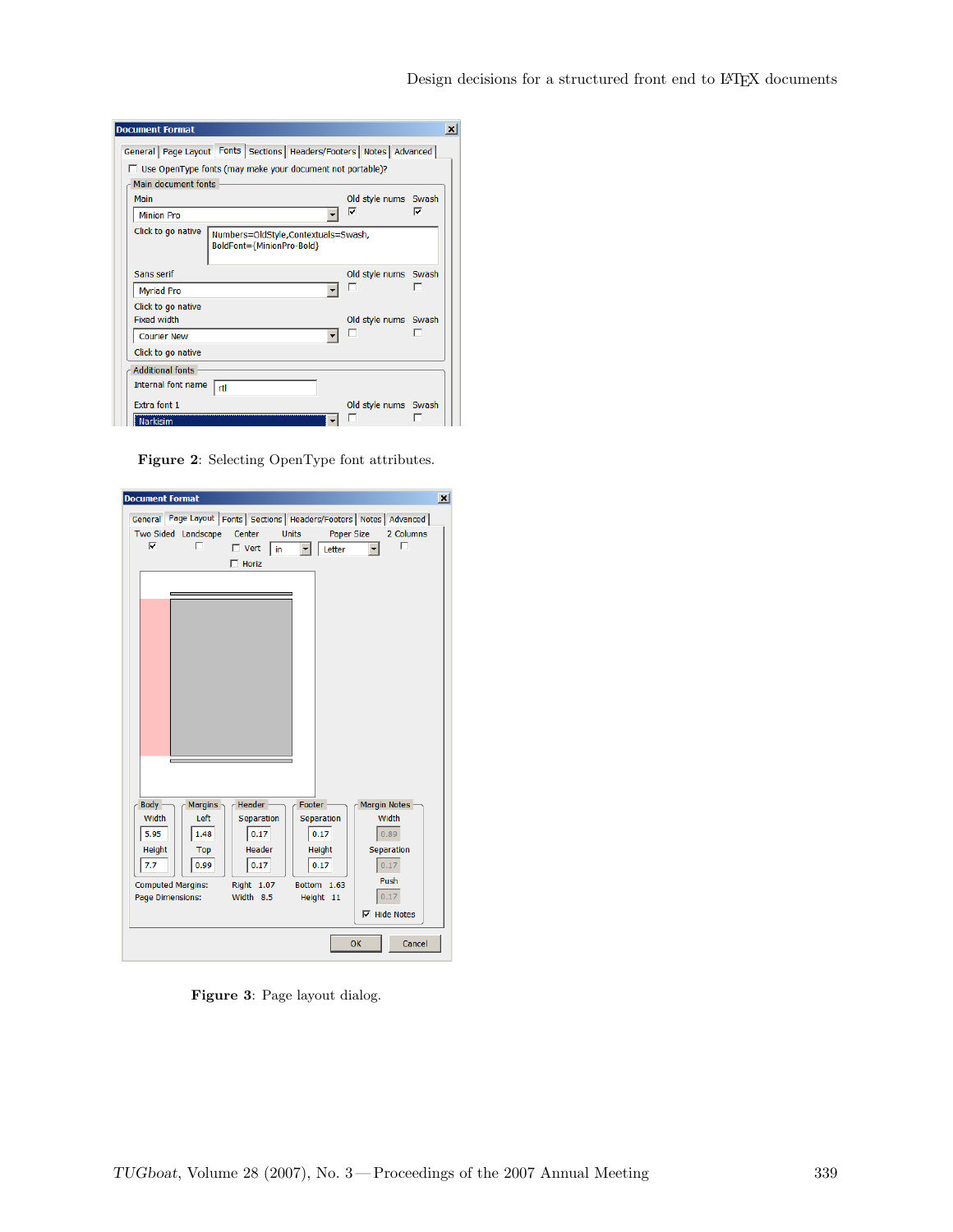**Figure 2**: Selecting OpenType font attributes.

**Figure 3**: Page layout dialog.